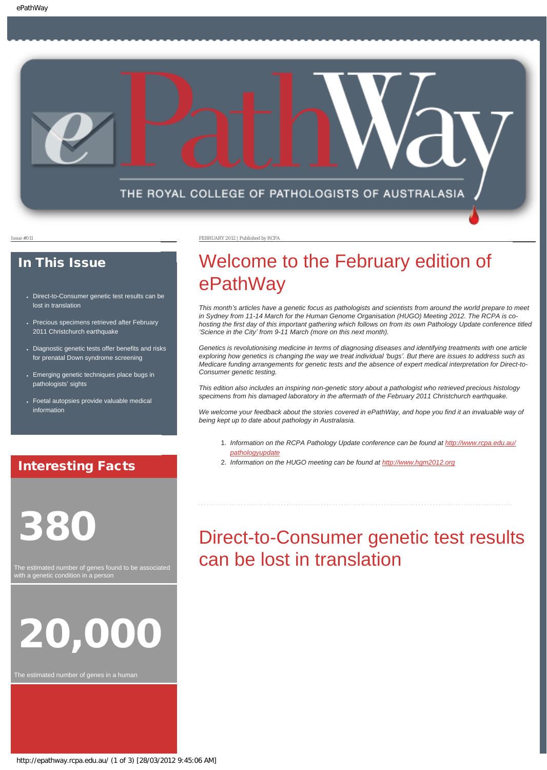# ePathWay

THE ROYAL COLLEGE OF PATHOLOGISTS OF AUSTRALASIA

Issue #011

FEBRUARY 2012 | Published by RCPA

## In This Issue

- Direct-to-Consumer genetic test results can be lost in translation
- Precious specimens retrieved after February 2011 Christchurch earthquake
- Diagnostic genetic tests offer benefits and risks for prenatal Down syndrome screening
- Emerging genetic techniques place bugs in pathologists' sights
- Foetal autopsies provide valuable medical information

## Interesting Facts

**380**

The estimated number of genes found to be associated with a genetic condition in a person

**20,000**

The estimated number of genes in a human

# Welcome to the February edition of ePathWay

*This month's articles have a genetic focus as pathologists and scientists from around the world prepare to meet in Sydney from 11-14 March for the Human Genome Organisation (HUGO) Meeting 2012. The RCPA is co-hosting the first day of this important gathering which follows on from its own Pathology Update conference titled 'Science in the City' from 9-11 March (more on this next month).*

*Genetics is revolutionising medicine in terms of diagnosing diseases and identifying treatments with one article exploring how genetics is changing the way we treat individual 'bugs'. But there are issues to address such as Medicare funding arrangements for genetic tests and the absence of expert medical interpretation for Direct-to-Consumer genetic testing.*

*This edition also includes an inspiring non-genetic story about a pathologist who retrieved precious histology specimens from his damaged laboratory in the aftermath of the February 2011 Christchurch earthquake.*

*We welcome your feedback about the stories covered in ePathWay, and hope you find it an invaluable way of being kept up to date about pathology in Australasia.*

1. *Information on the RCPA Pathology Update conference can be found at http://www.rcpa.edu.au/pathologyupdate*
2. *Information on the HUGO meeting can be found at http://www.hgm2012.org*

# Direct-to-Consumer genetic test results can be lost in translation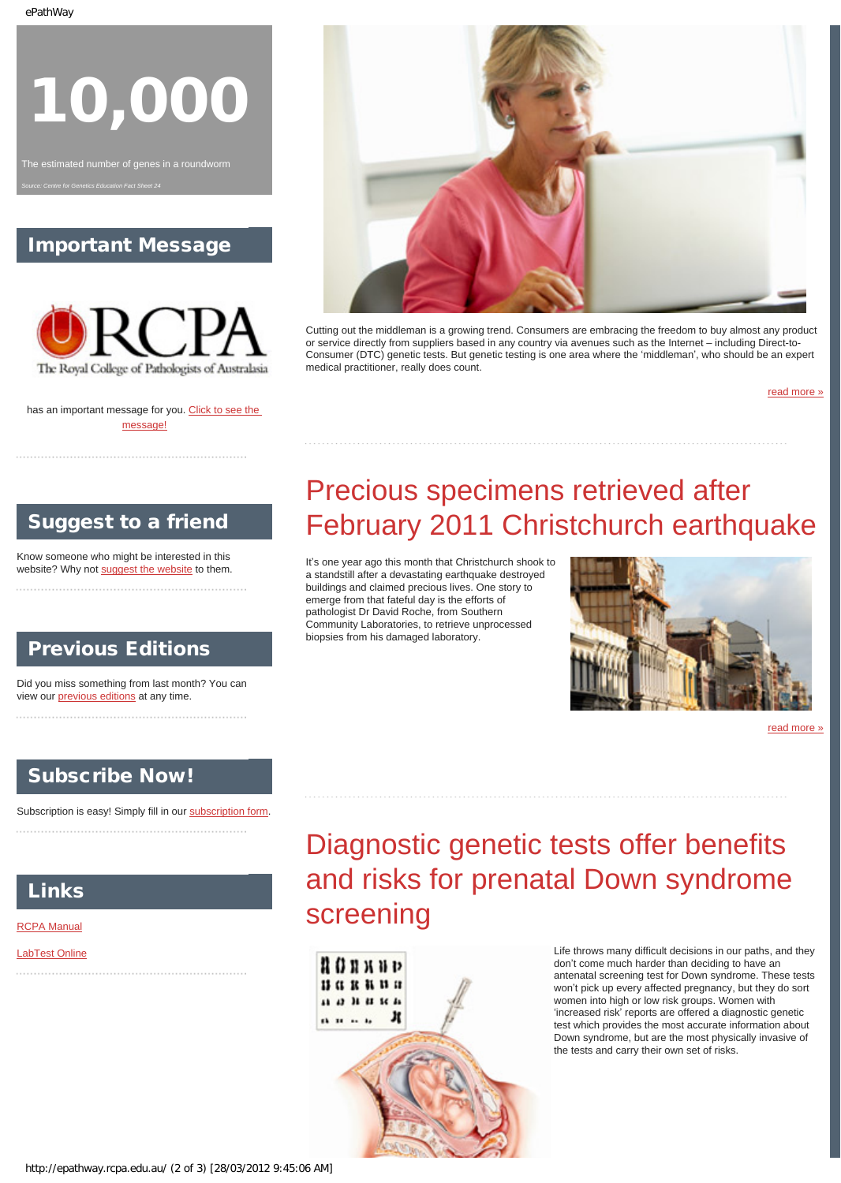# 10,000

The estimated number of genes in a roundworm

*Source: Centre for Genetics Education Fact Sheet 24*

## Important Message

The Royal College of Pathologists of Australasia

has an important message for you. Click to see the message!

## Suggest to a friend

Know someone who might be interested in this website? Why not suggest the website to them.

## Previous Editions

Did you miss something from last month? You can view our previous editions at any time.

## Subscribe Now!

Subscription is easy! Simply fill in our subscription form.

## Links

RCPA Manual

LabTest Online

---

Cutting out the middleman is a growing trend. Consumers are embracing the freedom to buy almost any product or service directly from suppliers based in any country via avenues such as the Internet – including Direct-to-Consumer (DTC) genetic tests. But genetic testing is one area where the 'middleman', who should be an expert medical practitioner, really does count.

read more »

# Precious specimens retrieved after February 2011 Christchurch earthquake

It's one year ago this month that Christchurch shook to a standstill after a devastating earthquake destroyed buildings and claimed precious lives. One story to emerge from that fateful day is the efforts of pathologist Dr David Roche, from Southern Community Laboratories, to retrieve unprocessed biopsies from his damaged laboratory.

read more »

# Diagnostic genetic tests offer benefits and risks for prenatal Down syndrome screening

Life throws many difficult decisions in our paths, and they don't come much harder than deciding to have an antenatal screening test for Down syndrome. These tests won't pick up every affected pregnancy, but they do sort women into high or low risk groups. Women with 'increased risk' reports are offered a diagnostic genetic test which provides the most accurate information about Down syndrome, but are the most physically invasive of the tests and carry their own set of risks.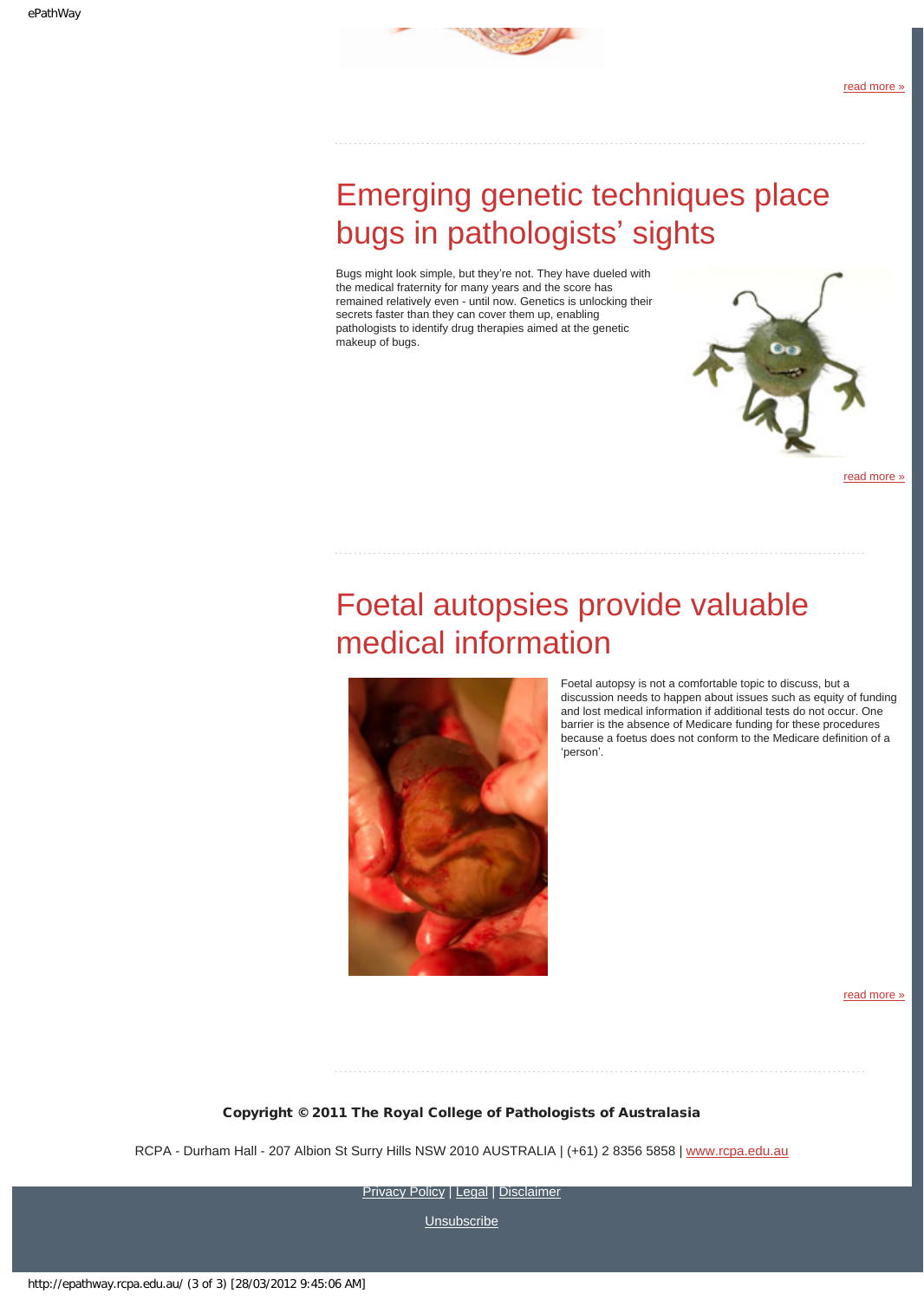read more »

## Emerging genetic techniques place bugs in pathologists' sights

Bugs might look simple, but they're not. They have dueled with the medical fraternity for many years and the score has remained relatively even - until now. Genetics is unlocking their secrets faster than they can cover them up, enabling pathologists to identify drug therapies aimed at the genetic makeup of bugs.

read more »

## Foetal autopsies provide valuable medical information

Foetal autopsy is not a comfortable topic to discuss, but a discussion needs to happen about issues such as equity of funding and lost medical information if additional tests do not occur. One barrier is the absence of Medicare funding for these procedures because a foetus does not conform to the Medicare definition of a 'person'.

read more »

**Copyright © 2011 The Royal College of Pathologists of Australasia**

RCPA - Durham Hall - 207 Albion St Surry Hills NSW 2010 AUSTRALIA | (+61) 2 8356 5858 | www.rcpa.edu.au

Privacy Policy | Legal | Disclaimer

Unsubscribe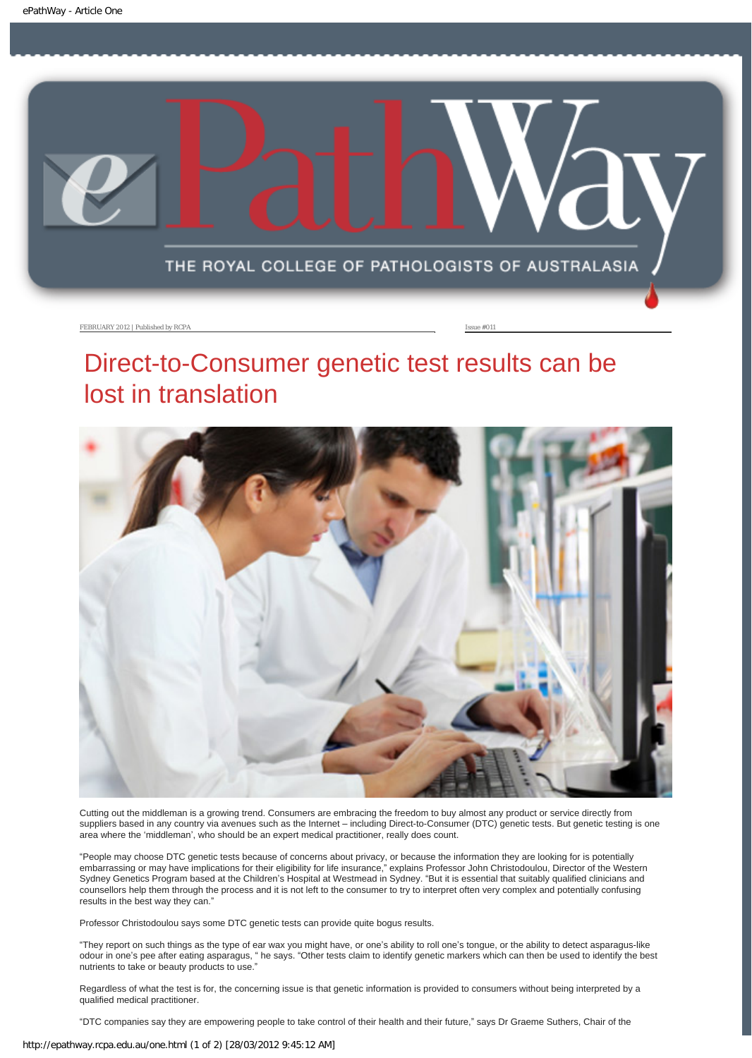FEBRUARY 2012 | Published by RCPA — Issue #011

# Direct-to-Consumer genetic test results can be lost in translation

Cutting out the middleman is a growing trend. Consumers are embracing the freedom to buy almost any product or service directly from suppliers based in any country via avenues such as the Internet – including Direct-to-Consumer (DTC) genetic tests. But genetic testing is one area where the 'middleman', who should be an expert medical practitioner, really does count.

"People may choose DTC genetic tests because of concerns about privacy, or because the information they are looking for is potentially embarrassing or may have implications for their eligibility for life insurance," explains Professor John Christodoulou, Director of the Western Sydney Genetics Program based at the Children's Hospital at Westmead in Sydney. "But it is essential that suitably qualified clinicians and counsellors help them through the process and it is not left to the consumer to try to interpret often very complex and potentially confusing results in the best way they can."

Professor Christodoulou says some DTC genetic tests can provide quite bogus results.

"They report on such things as the type of ear wax you might have, or one's ability to roll one's tongue, or the ability to detect asparagus-like odour in one's pee after eating asparagus, " he says. "Other tests claim to identify genetic markers which can then be used to identify the best nutrients to take or beauty products to use."

Regardless of what the test is for, the concerning issue is that genetic information is provided to consumers without being interpreted by a qualified medical practitioner.

"DTC companies say they are empowering people to take control of their health and their future," says Dr Graeme Suthers, Chair of the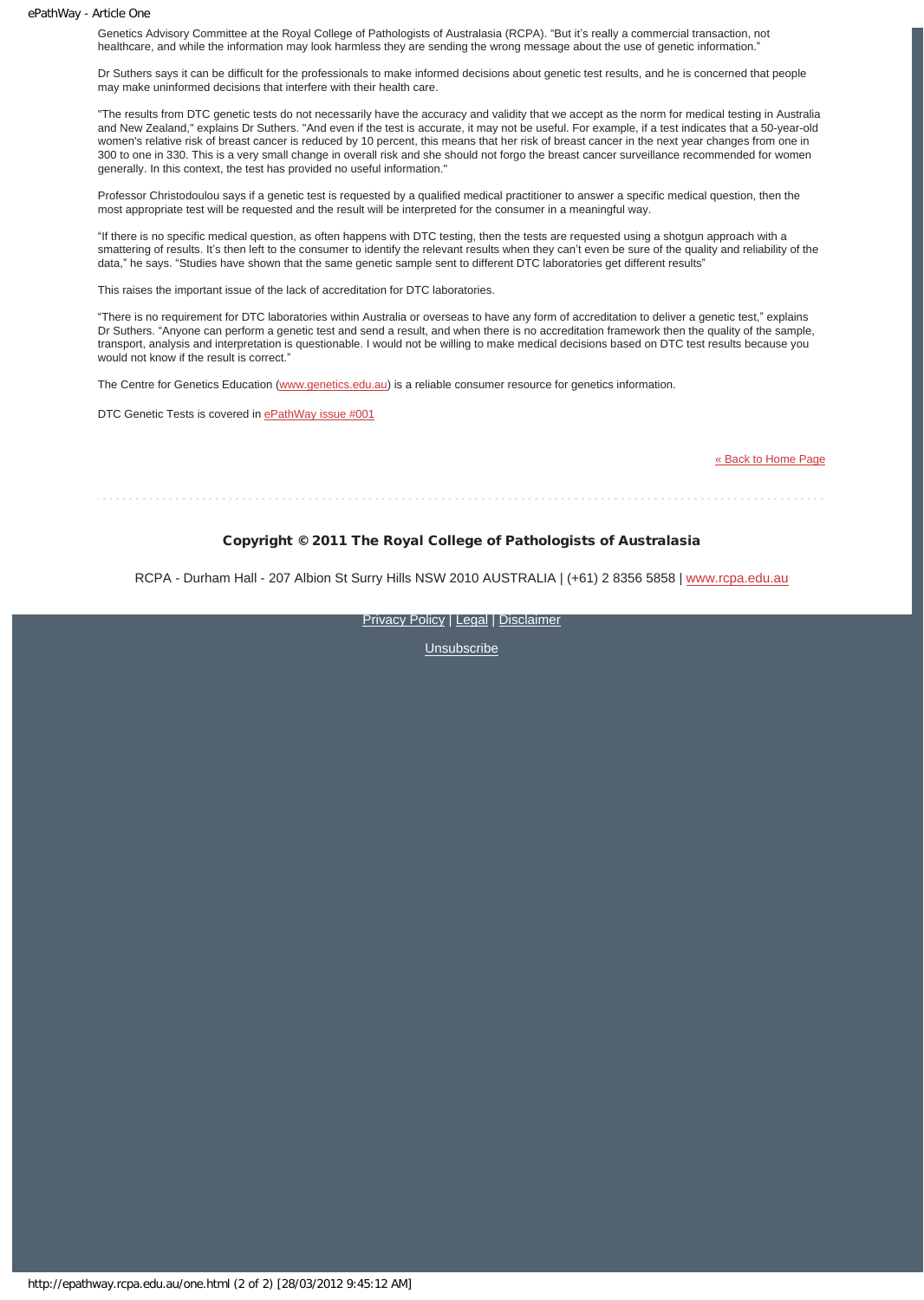Genetics Advisory Committee at the Royal College of Pathologists of Australasia (RCPA). “But it’s really a commercial transaction, not healthcare, and while the information may look harmless they are sending the wrong message about the use of genetic information.”

Dr Suthers says it can be difficult for the professionals to make informed decisions about genetic test results, and he is concerned that people may make uninformed decisions that interfere with their health care.

"The results from DTC genetic tests do not necessarily have the accuracy and validity that we accept as the norm for medical testing in Australia and New Zealand," explains Dr Suthers. "And even if the test is accurate, it may not be useful. For example, if a test indicates that a 50-year-old women's relative risk of breast cancer is reduced by 10 percent, this means that her risk of breast cancer in the next year changes from one in 300 to one in 330. This is a very small change in overall risk and she should not forgo the breast cancer surveillance recommended for women generally. In this context, the test has provided no useful information."

Professor Christodoulou says if a genetic test is requested by a qualified medical practitioner to answer a specific medical question, then the most appropriate test will be requested and the result will be interpreted for the consumer in a meaningful way.

“If there is no specific medical question, as often happens with DTC testing, then the tests are requested using a shotgun approach with a smattering of results. It’s then left to the consumer to identify the relevant results when they can’t even be sure of the quality and reliability of the data,” he says. “Studies have shown that the same genetic sample sent to different DTC laboratories get different results”

This raises the important issue of the lack of accreditation for DTC laboratories.

“There is no requirement for DTC laboratories within Australia or overseas to have any form of accreditation to deliver a genetic test,” explains Dr Suthers. “Anyone can perform a genetic test and send a result, and when there is no accreditation framework then the quality of the sample, transport, analysis and interpretation is questionable. I would not be willing to make medical decisions based on DTC test results because you would not know if the result is correct.”

The Centre for Genetics Education (www.genetics.edu.au) is a reliable consumer resource for genetics information.

DTC Genetic Tests is covered in ePathWay issue #001

« Back to Home Page

**Copyright © 2011 The Royal College of Pathologists of Australasia**

RCPA - Durham Hall - 207 Albion St Surry Hills NSW 2010 AUSTRALIA | (+61) 2 8356 5858 | www.rcpa.edu.au

Privacy Policy | Legal | Disclaimer

Unsubscribe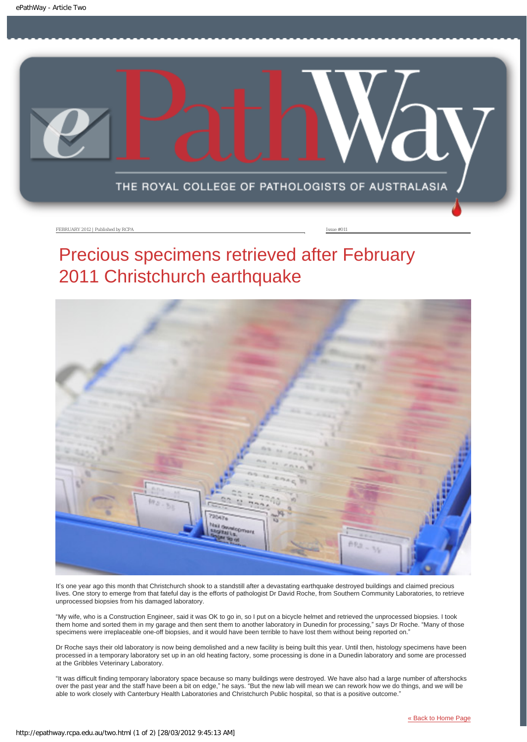FEBRUARY 2012 | Published by RCPA

Issue #011

# Precious specimens retrieved after February 2011 Christchurch earthquake

It's one year ago this month that Christchurch shook to a standstill after a devastating earthquake destroyed buildings and claimed precious lives. One story to emerge from that fateful day is the efforts of pathologist Dr David Roche, from Southern Community Laboratories, to retrieve unprocessed biopsies from his damaged laboratory.

"My wife, who is a Construction Engineer, said it was OK to go in, so I put on a bicycle helmet and retrieved the unprocessed biopsies. I took them home and sorted them in my garage and then sent them to another laboratory in Dunedin for processing," says Dr Roche. "Many of those specimens were irreplaceable one-off biopsies, and it would have been terrible to have lost them without being reported on."

Dr Roche says their old laboratory is now being demolished and a new facility is being built this year. Until then, histology specimens have been processed in a temporary laboratory set up in an old heating factory, some processing is done in a Dunedin laboratory and some are processed at the Gribbles Veterinary Laboratory.

"It was difficult finding temporary laboratory space because so many buildings were destroyed. We have also had a large number of aftershocks over the past year and the staff have been a bit on edge," he says. "But the new lab will mean we can rework how we do things, and we will be able to work closely with Canterbury Health Laboratories and Christchurch Public hospital, so that is a positive outcome."

« Back to Home Page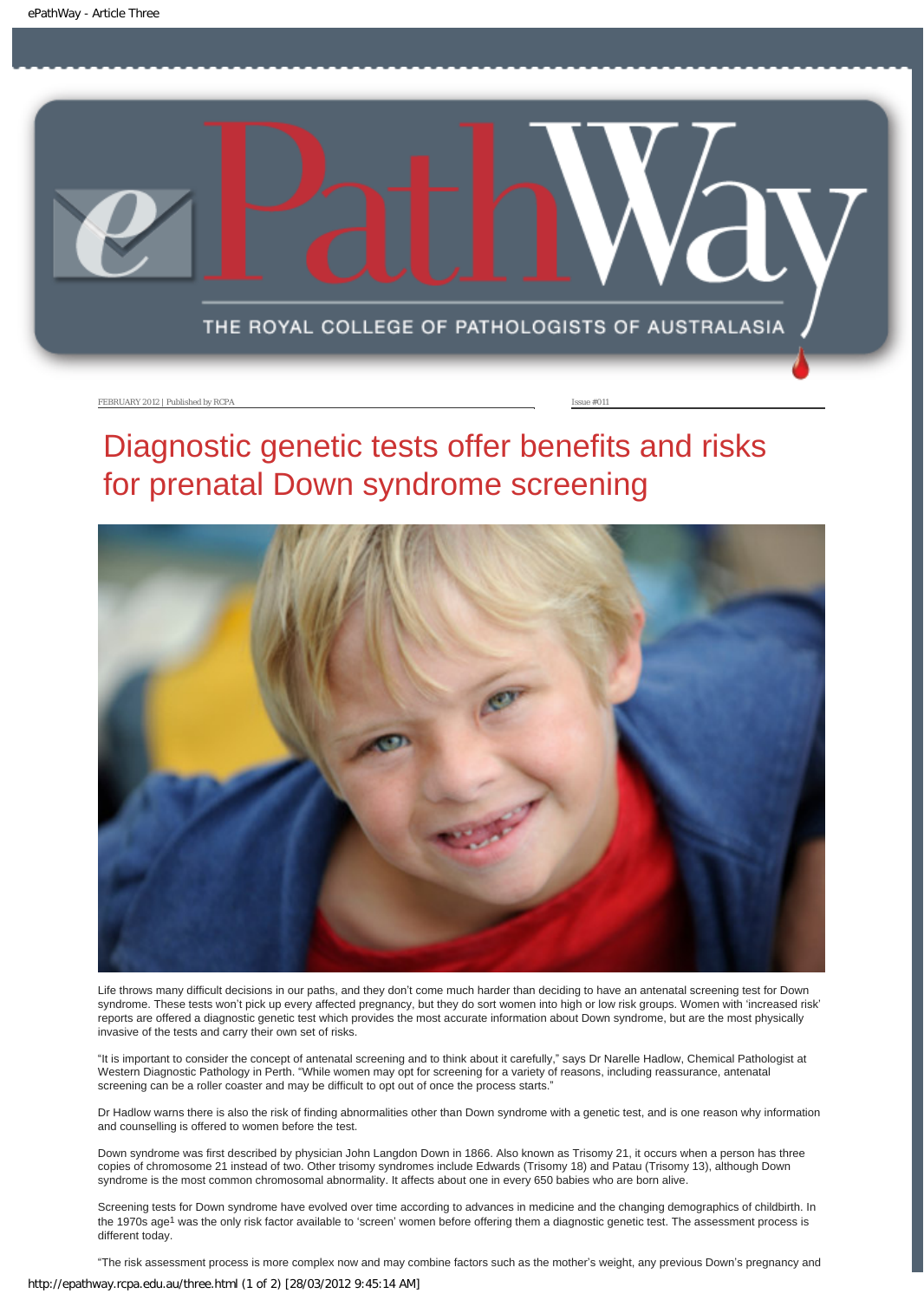FEBRUARY 2012 | Published by RCPA

Issue #011

# Diagnostic genetic tests offer benefits and risks for prenatal Down syndrome screening

Life throws many difficult decisions in our paths, and they don't come much harder than deciding to have an antenatal screening test for Down syndrome. These tests won't pick up every affected pregnancy, but they do sort women into high or low risk groups. Women with 'increased risk' reports are offered a diagnostic genetic test which provides the most accurate information about Down syndrome, but are the most physically invasive of the tests and carry their own set of risks.

"It is important to consider the concept of antenatal screening and to think about it carefully," says Dr Narelle Hadlow, Chemical Pathologist at Western Diagnostic Pathology in Perth. "While women may opt for screening for a variety of reasons, including reassurance, antenatal screening can be a roller coaster and may be difficult to opt out of once the process starts."

Dr Hadlow warns there is also the risk of finding abnormalities other than Down syndrome with a genetic test, and is one reason why information and counselling is offered to women before the test.

Down syndrome was first described by physician John Langdon Down in 1866. Also known as Trisomy 21, it occurs when a person has three copies of chromosome 21 instead of two. Other trisomy syndromes include Edwards (Trisomy 18) and Patau (Trisomy 13), although Down syndrome is the most common chromosomal abnormality. It affects about one in every 650 babies who are born alive.

Screening tests for Down syndrome have evolved over time according to advances in medicine and the changing demographics of childbirth. In the 1970s age[1] was the only risk factor available to 'screen' women before offering them a diagnostic genetic test. The assessment process is different today.

"The risk assessment process is more complex now and may combine factors such as the mother's weight, any previous Down's pregnancy and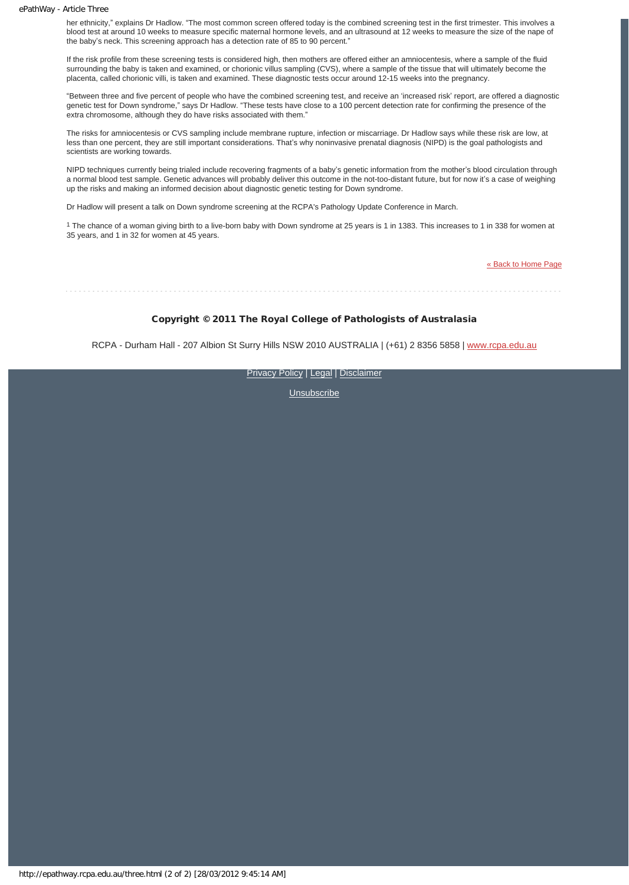her ethnicity," explains Dr Hadlow. "The most common screen offered today is the combined screening test in the first trimester. This involves a blood test at around 10 weeks to measure specific maternal hormone levels, and an ultrasound at 12 weeks to measure the size of the nape of the baby's neck. This screening approach has a detection rate of 85 to 90 percent."

If the risk profile from these screening tests is considered high, then mothers are offered either an amniocentesis, where a sample of the fluid surrounding the baby is taken and examined, or chorionic villus sampling (CVS), where a sample of the tissue that will ultimately become the placenta, called chorionic villi, is taken and examined. These diagnostic tests occur around 12-15 weeks into the pregnancy.

"Between three and five percent of people who have the combined screening test, and receive an 'increased risk' report, are offered a diagnostic genetic test for Down syndrome," says Dr Hadlow. "These tests have close to a 100 percent detection rate for confirming the presence of the extra chromosome, although they do have risks associated with them."

The risks for amniocentesis or CVS sampling include membrane rupture, infection or miscarriage. Dr Hadlow says while these risk are low, at less than one percent, they are still important considerations. That's why noninvasive prenatal diagnosis (NIPD) is the goal pathologists and scientists are working towards.

NIPD techniques currently being trialed include recovering fragments of a baby's genetic information from the mother's blood circulation through a normal blood test sample. Genetic advances will probably deliver this outcome in the not-too-distant future, but for now it's a case of weighing up the risks and making an informed decision about diagnostic genetic testing for Down syndrome.

Dr Hadlow will present a talk on Down syndrome screening at the RCPA's Pathology Update Conference in March.

[1] The chance of a woman giving birth to a live-born baby with Down syndrome at 25 years is 1 in 1383. This increases to 1 in 338 for women at 35 years, and 1 in 32 for women at 45 years.

« Back to Home Page

**Copyright © 2011 The Royal College of Pathologists of Australasia**

RCPA - Durham Hall - 207 Albion St Surry Hills NSW 2010 AUSTRALIA | (+61) 2 8356 5858 | www.rcpa.edu.au

Privacy Policy | Legal | Disclaimer

Unsubscribe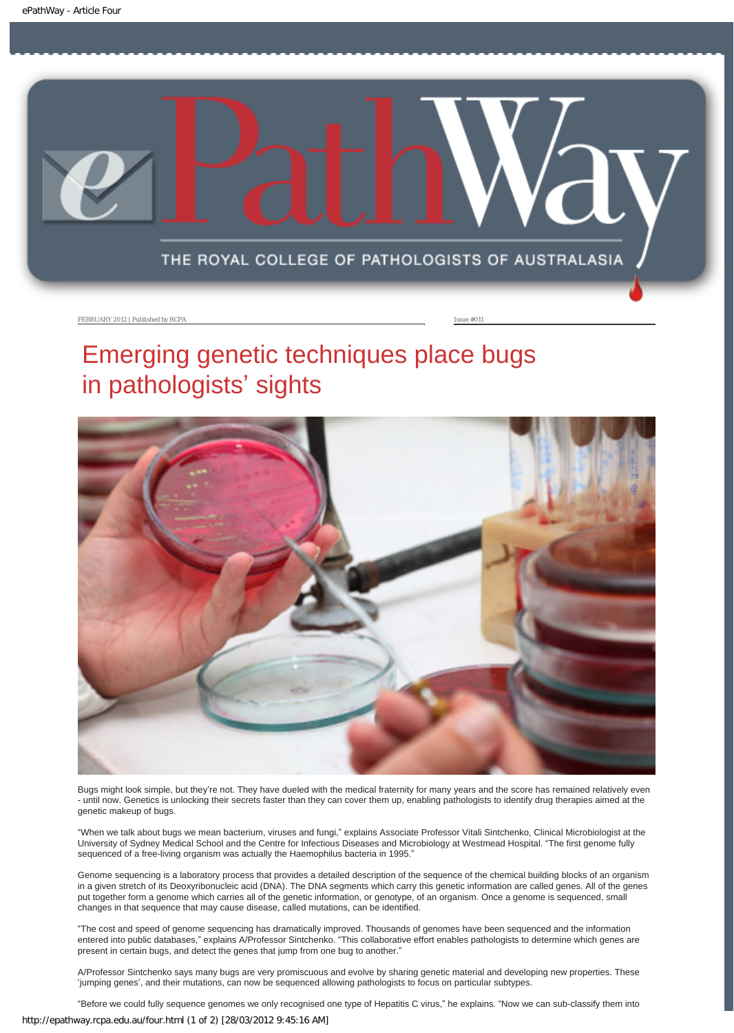FEBRUARY 2012 | Published by RCPA

Issue #011

# Emerging genetic techniques place bugs in pathologists' sights

Bugs might look simple, but they're not. They have dueled with the medical fraternity for many years and the score has remained relatively even - until now. Genetics is unlocking their secrets faster than they can cover them up, enabling pathologists to identify drug therapies aimed at the genetic makeup of bugs.

"When we talk about bugs we mean bacterium, viruses and fungi," explains Associate Professor Vitali Sintchenko, Clinical Microbiologist at the University of Sydney Medical School and the Centre for Infectious Diseases and Microbiology at Westmead Hospital. "The first genome fully sequenced of a free-living organism was actually the Haemophilus bacteria in 1995."

Genome sequencing is a laboratory process that provides a detailed description of the sequence of the chemical building blocks of an organism in a given stretch of its Deoxyribonucleic acid (DNA). The DNA segments which carry this genetic information are called genes. All of the genes put together form a genome which carries all of the genetic information, or genotype, of an organism. Once a genome is sequenced, small changes in that sequence that may cause disease, called mutations, can be identified.

"The cost and speed of genome sequencing has dramatically improved. Thousands of genomes have been sequenced and the information entered into public databases," explains A/Professor Sintchenko. "This collaborative effort enables pathologists to determine which genes are present in certain bugs, and detect the genes that jump from one bug to another."

A/Professor Sintchenko says many bugs are very promiscuous and evolve by sharing genetic material and developing new properties. These 'jumping genes', and their mutations, can now be sequenced allowing pathologists to focus on particular subtypes.

"Before we could fully sequence genomes we only recognised one type of Hepatitis C virus," he explains. "Now we can sub-classify them into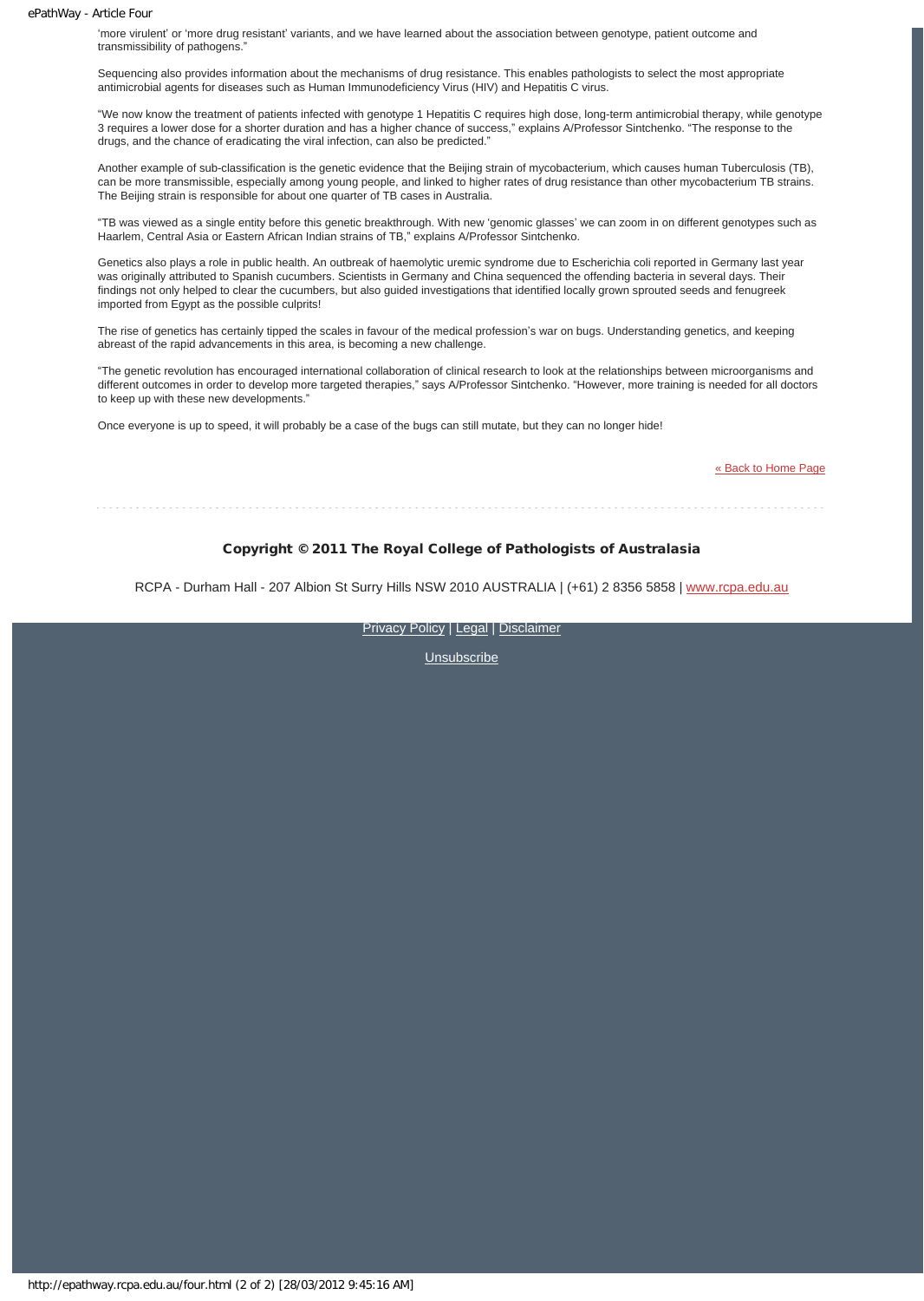'more virulent' or 'more drug resistant' variants, and we have learned about the association between genotype, patient outcome and transmissibility of pathogens."

Sequencing also provides information about the mechanisms of drug resistance. This enables pathologists to select the most appropriate antimicrobial agents for diseases such as Human Immunodeficiency Virus (HIV) and Hepatitis C virus.

"We now know the treatment of patients infected with genotype 1 Hepatitis C requires high dose, long-term antimicrobial therapy, while genotype 3 requires a lower dose for a shorter duration and has a higher chance of success," explains A/Professor Sintchenko. "The response to the drugs, and the chance of eradicating the viral infection, can also be predicted."

Another example of sub-classification is the genetic evidence that the Beijing strain of mycobacterium, which causes human Tuberculosis (TB), can be more transmissible, especially among young people, and linked to higher rates of drug resistance than other mycobacterium TB strains. The Beijing strain is responsible for about one quarter of TB cases in Australia.

"TB was viewed as a single entity before this genetic breakthrough. With new 'genomic glasses' we can zoom in on different genotypes such as Haarlem, Central Asia or Eastern African Indian strains of TB," explains A/Professor Sintchenko.

Genetics also plays a role in public health. An outbreak of haemolytic uremic syndrome due to Escherichia coli reported in Germany last year was originally attributed to Spanish cucumbers. Scientists in Germany and China sequenced the offending bacteria in several days. Their findings not only helped to clear the cucumbers, but also guided investigations that identified locally grown sprouted seeds and fenugreek imported from Egypt as the possible culprits!

The rise of genetics has certainly tipped the scales in favour of the medical profession's war on bugs. Understanding genetics, and keeping abreast of the rapid advancements in this area, is becoming a new challenge.

"The genetic revolution has encouraged international collaboration of clinical research to look at the relationships between microorganisms and different outcomes in order to develop more targeted therapies," says A/Professor Sintchenko. "However, more training is needed for all doctors to keep up with these new developments."

Once everyone is up to speed, it will probably be a case of the bugs can still mutate, but they can no longer hide!

« Back to Home Page

---

**Copyright © 2011 The Royal College of Pathologists of Australasia**

RCPA - Durham Hall - 207 Albion St Surry Hills NSW 2010 AUSTRALIA | (+61) 2 8356 5858 | www.rcpa.edu.au

Privacy Policy | Legal | Disclaimer

Unsubscribe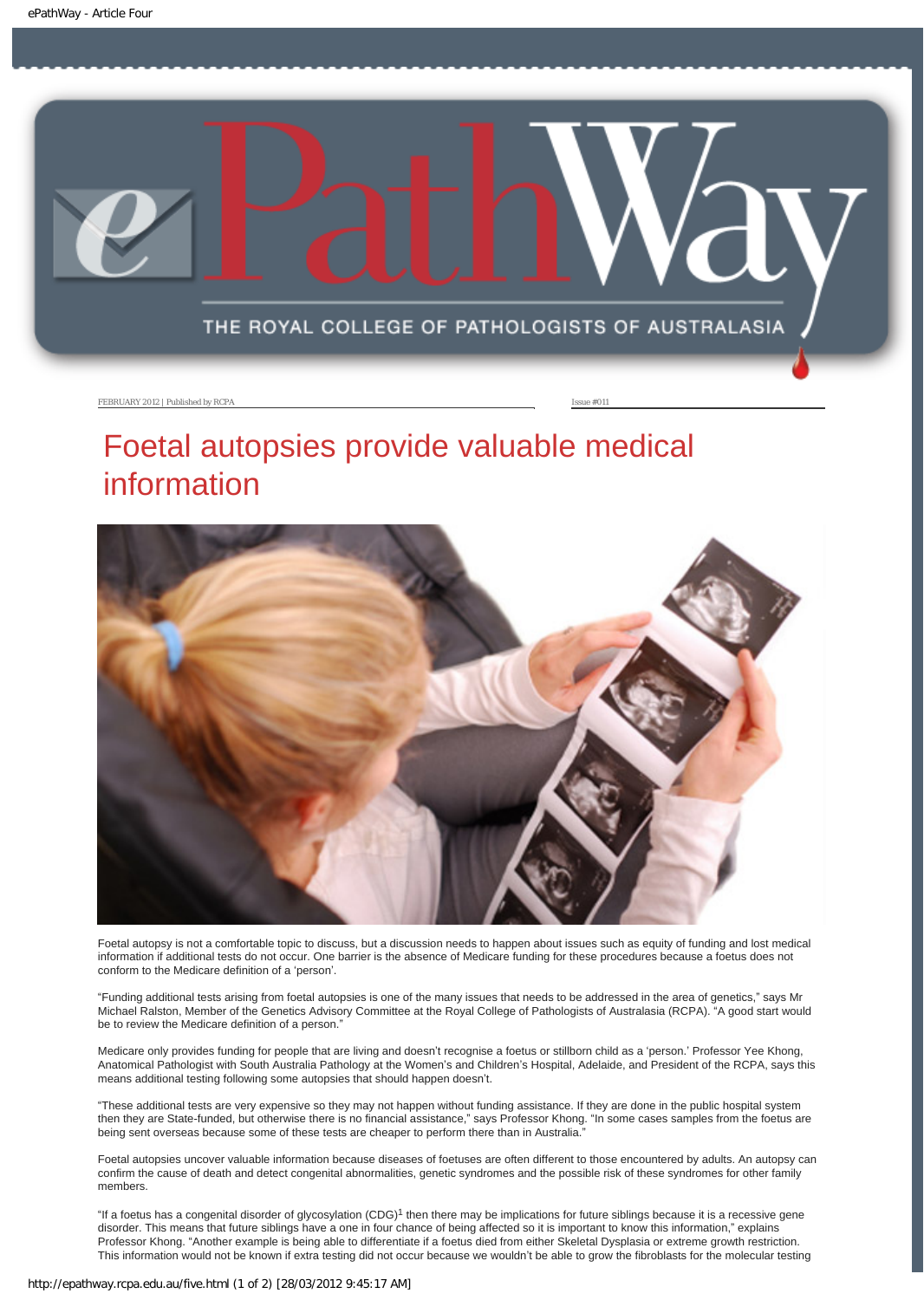FEBRUARY 2012 | Published by RCPA

Issue #011

# Foetal autopsies provide valuable medical information

Foetal autopsy is not a comfortable topic to discuss, but a discussion needs to happen about issues such as equity of funding and lost medical information if additional tests do not occur. One barrier is the absence of Medicare funding for these procedures because a foetus does not conform to the Medicare definition of a 'person'.

"Funding additional tests arising from foetal autopsies is one of the many issues that needs to be addressed in the area of genetics," says Mr Michael Ralston, Member of the Genetics Advisory Committee at the Royal College of Pathologists of Australasia (RCPA). "A good start would be to review the Medicare definition of a person."

Medicare only provides funding for people that are living and doesn't recognise a foetus or stillborn child as a 'person.' Professor Yee Khong, Anatomical Pathologist with South Australia Pathology at the Women's and Children's Hospital, Adelaide, and President of the RCPA, says this means additional testing following some autopsies that should happen doesn't.

"These additional tests are very expensive so they may not happen without funding assistance. If they are done in the public hospital system then they are State-funded, but otherwise there is no financial assistance," says Professor Khong. "In some cases samples from the foetus are being sent overseas because some of these tests are cheaper to perform there than in Australia."

Foetal autopsies uncover valuable information because diseases of foetuses are often different to those encountered by adults. An autopsy can confirm the cause of death and detect congenital abnormalities, genetic syndromes and the possible risk of these syndromes for other family members.

"If a foetus has a congenital disorder of glycosylation (CDG)[1] then there may be implications for future siblings because it is a recessive gene disorder. This means that future siblings have a one in four chance of being affected so it is important to know this information," explains Professor Khong. "Another example is being able to differentiate if a foetus died from either Skeletal Dysplasia or extreme growth restriction. This information would not be known if extra testing did not occur because we wouldn't be able to grow the fibroblasts for the molecular testing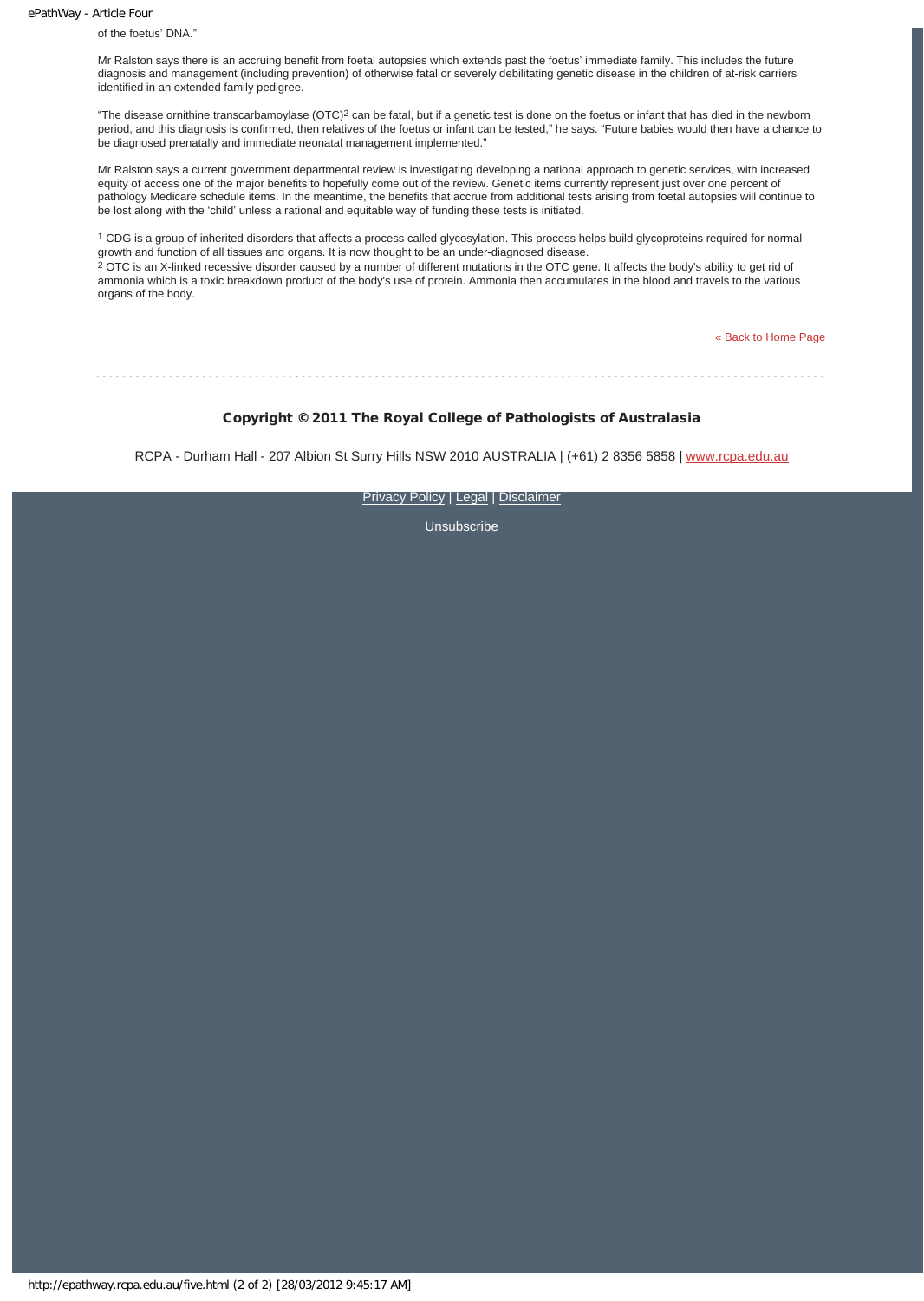of the foetus' DNA."

Mr Ralston says there is an accruing benefit from foetal autopsies which extends past the foetus' immediate family. This includes the future diagnosis and management (including prevention) of otherwise fatal or severely debilitating genetic disease in the children of at-risk carriers identified in an extended family pedigree.

"The disease ornithine transcarbamoylase (OTC)[2] can be fatal, but if a genetic test is done on the foetus or infant that has died in the newborn period, and this diagnosis is confirmed, then relatives of the foetus or infant can be tested," he says. "Future babies would then have a chance to be diagnosed prenatally and immediate neonatal management implemented."

Mr Ralston says a current government departmental review is investigating developing a national approach to genetic services, with increased equity of access one of the major benefits to hopefully come out of the review. Genetic items currently represent just over one percent of pathology Medicare schedule items. In the meantime, the benefits that accrue from additional tests arising from foetal autopsies will continue to be lost along with the 'child' unless a rational and equitable way of funding these tests is initiated.

[1] CDG is a group of inherited disorders that affects a process called glycosylation. This process helps build glycoproteins required for normal growth and function of all tissues and organs. It is now thought to be an under-diagnosed disease.
[2] OTC is an X-linked recessive disorder caused by a number of different mutations in the OTC gene. It affects the body's ability to get rid of ammonia which is a toxic breakdown product of the body's use of protein. Ammonia then accumulates in the blood and travels to the various organs of the body.

« Back to Home Page

**Copyright © 2011 The Royal College of Pathologists of Australasia**

RCPA - Durham Hall - 207 Albion St Surry Hills NSW 2010 AUSTRALIA | (+61) 2 8356 5858 | www.rcpa.edu.au

Privacy Policy | Legal | Disclaimer

Unsubscribe